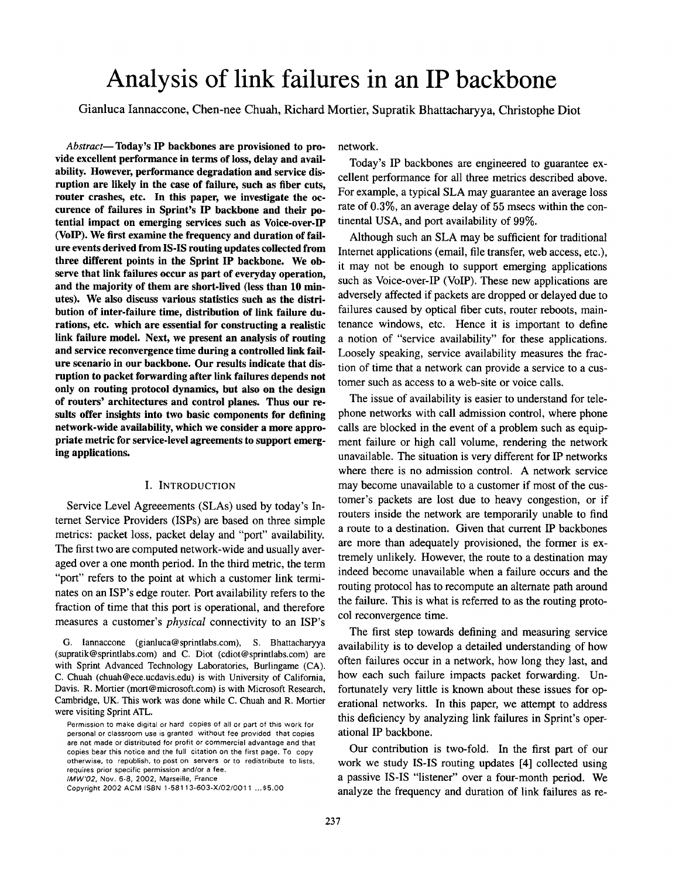# Analysis of link failures in an IP backbone

Gianluca Iannaccone, Chen-nee Chuah, Richard Mortier, Supratik Bhattacharyya, Christophe Diot

*Abstract*— **Today's IP backbones are provisioned to provide excellent performance in terms of loss, delay and availability. However, performance degradation and service disruption are likely in the case of failure, such as fiber cuts, router crashes, etc. In this paper, we investigate the occurence of failures in Sprint's IP backbone and their potential impact on emerging services such as Voice-over-IP (VoIP). We first examine the frequency and duration of failure events derived from IS-IS routing updates collected from three different points in the Sprint IP backbone. We observe that link failures occur as part of everyday operation, and the majority of them are short-lived (less than 10 minutes). We also discuss various statistics such as the distribution of inter-failure time, distribution of link failure durations, etc. which are essential for constructing a realistic link failure model. Next, we present an analysis of routing and service reconvergence time during a controlled link failure scenario in our backbone. Our results indicate that disruption to packet forwarding after link failures depends not only on routing protocol dynamics, but also on the design of routers' architectures and control planes. Thus our results offer insights into two basic components for defining network-wide availability, which we consider a more appropriate metric for service-level agreements to support emerging applications.**

## I. Introduction

Service Level Agreeements (SLAs) used by today's Internet Service Providers (ISPs) are based on three simple metrics: packet loss, packet delay and "port" availability. The first two are computed network-wide and usually averaged over a one month period. In the third metric, the term "port" refers to the point at which a customer link terminates on an ISP's edge router. Port availability refers to the fraction of time that this port is operational, and therefore measures a customer's *physical* connectivity to an ISP's network.

Today's IP backbones are engineered to guarantee excellent performance for all three metrics described above. For example, a typical SLA may guarantee an average loss rate of 0.3%, an average delay of 55 msecs within the continental USA, and port availability of 99%.

Although such an SLA may be sufficient for traditional Internet applications (email, file transfer, web access, etc.), it may not be enough to support emerging applications such as Voice-over-IP (VoIP). These new applications are adversely affected if packets are dropped or delayed due to failures caused by optical fiber cuts, router reboots, maintenance windows, etc. Hence it is important to define a notion of "service availability" for these applications. Loosely speaking, service availability measures the fraction of time that a network can provide a service to a customer such as access to a web-site or voice calls.

The issue of availability is easier to understand for telephone networks with call admission control, where phone calls are blocked in the event of a problem such as equipment failure or high call volume, rendering the network unavailable. The situation is very different for IP networks where there is no admission control. A network service may become unavailable to a customer if most of the customer's packets are lost due to heavy congestion, or if routers inside the network are temporarily unable to find a route to a destination. Given that current IP backbones are more than adequately provisioned, the former is extremely unlikely. However, the route to a destination may indeed become unavailable when a failure occurs and the routing protocol has to recompute an alternate path around the failure. This is what is referred to as the routing protocol reconvergence time.

The first step towards defining and measuring service availability is to develop a detailed understanding of how often failures occur in a network, how long they last, and how each such failure impacts packet forwarding. Unfortunately very little is known about these issues for operational networks. In this paper, we attempt to address this deficiency by analyzing link failures in Sprint's operational IP backbone.

Our contribution is two-fold. In the first part of our work we study IS-IS routing updates [4] collected using a passive IS-IS "listener" over a four-month period. We analyze the frequency and duration of link failures as re-

G. Iannaccone (gianluca@sprintlabs.com), S. Bhattacharyya (supratik@sprintlabs.com) and C. Diot (cdiot@sprintlabs.com) are with Sprint Advanced Technology Laboratories, Burlingame (CA). C. Chuah (chuah@ece.ucdavis.edu) is with University of California, Davis. R. Mortier (mort@microsoft.com) is with Microsoft Research, Cambridge, UK. This work was done while C. Chuah and R. Mortier were visiting Sprint ATL.

Permission to make digital or hard copies of all or part of this work for personal or classroom use is granted without fee provided that copies are not made or distributed for profit or commercial advantage and that copies bear this notice and the full citation on the first page. To copy otherwise, to republish, to post on servers or to redistribute to lists, requires prior specific permission and/or a fee.
*IMW'02*, Nov. 6-8, 2002, Marseille, France
Copyright 2002 ACM ISBN 1-58113-603-X/02/0011 ...$5.00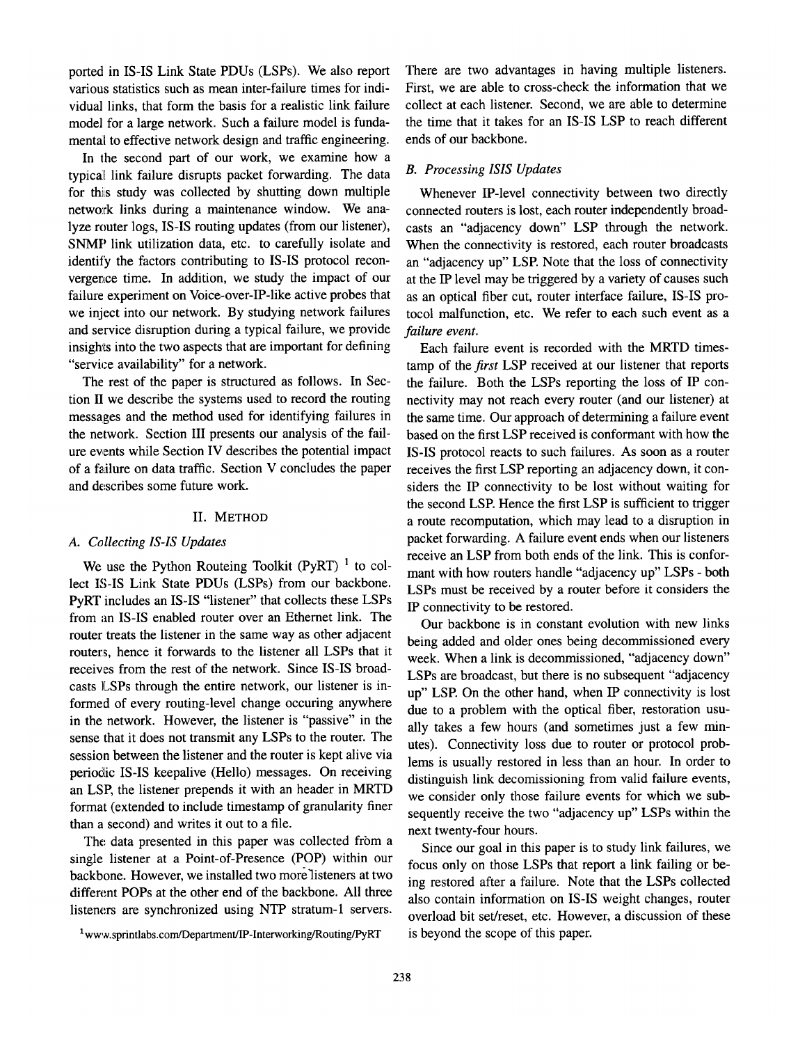ported in IS-IS Link State PDUs (LSPs). We also report various statistics such as mean inter-failure times for individual links, that form the basis for a realistic link failure model for a large network. Such a failure model is fundamental to effective network design and traffic engineering.

In the second part of our work, we examine how a typical link failure disrupts packet forwarding. The data for this study was collected by shutting down multiple network links during a maintenance window. We analyze router logs, IS-IS routing updates (from our listener), SNMP link utilization data, etc. to carefully isolate and identify the factors contributing to IS-IS protocol reconvergence time. In addition, we study the impact of our failure experiment on Voice-over-IP-like active probes that we inject into our network. By studying network failures and service disruption during a typical failure, we provide insights into the two aspects that are important for defining "service availability" for a network.

The rest of the paper is structured as follows. In Section II we describe the systems used to record the routing messages and the method used for identifying failures in the network. Section III presents our analysis of the failure events while Section IV describes the potential impact of a failure on data traffic. Section V concludes the paper and describes some future work.

## II. Method

### A. Collecting IS-IS Updates

We use the Python Routeing Toolkit (PyRT) [1] to collect IS-IS Link State PDUs (LSPs) from our backbone. PyRT includes an IS-IS "listener" that collects these LSPs from an IS-IS enabled router over an Ethernet link. The router treats the listener in the same way as other adjacent routers, hence it forwards to the listener all LSPs that it receives from the rest of the network. Since IS-IS broadcasts LSPs through the entire network, our listener is informed of every routing-level change occuring anywhere in the network. However, the listener is "passive" in the sense that it does not transmit any LSPs to the router. The session between the listener and the router is kept alive via periodic IS-IS keepalive (Hello) messages. On receiving an LSP, the listener prepends it with an header in MRTD format (extended to include timestamp of granularity finer than a second) and writes it out to a file.

The data presented in this paper was collected from a single listener at a Point-of-Presence (POP) within our backbone. However, we installed two more listeners at two different POPs at the other end of the backbone. All three listeners are synchronized using NTP stratum-1 servers. There are two advantages in having multiple listeners. First, we are able to cross-check the information that we collect at each listener. Second, we are able to determine the time that it takes for an IS-IS LSP to reach different ends of our backbone.

[1] www.sprintlabs.com/Department/IP-Interworking/Routing/PyRT

### B. Processing ISIS Updates

Whenever IP-level connectivity between two directly connected routers is lost, each router independently broadcasts an "adjacency down" LSP through the network. When the connectivity is restored, each router broadcasts an "adjacency up" LSP. Note that the loss of connectivity at the IP level may be triggered by a variety of causes such as an optical fiber cut, router interface failure, IS-IS protocol malfunction, etc. We refer to each such event as a *failure event*.

Each failure event is recorded with the MRTD timestamp of the *first* LSP received at our listener that reports the failure. Both the LSPs reporting the loss of IP connectivity may not reach every router (and our listener) at the same time. Our approach of determining a failure event based on the first LSP received is conformant with how the IS-IS protocol reacts to such failures. As soon as a router receives the first LSP reporting an adjacency down, it considers the IP connectivity to be lost without waiting for the second LSP. Hence the first LSP is sufficient to trigger a route recomputation, which may lead to a disruption in packet forwarding. A failure event ends when our listeners receive an LSP from both ends of the link. This is conformant with how routers handle "adjacency up" LSPs - both LSPs must be received by a router before it considers the IP connectivity to be restored.

Our backbone is in constant evolution with new links being added and older ones being decommissioned every week. When a link is decommissioned, "adjacency down" LSPs are broadcast, but there is no subsequent "adjacency up" LSP. On the other hand, when IP connectivity is lost due to a problem with the optical fiber, restoration usually takes a few hours (and sometimes just a few minutes). Connectivity loss due to router or protocol problems is usually restored in less than an hour. In order to distinguish link decomissioning from valid failure events, we consider only those failure events for which we subsequently receive the two "adjacency up" LSPs within the next twenty-four hours.

Since our goal in this paper is to study link failures, we focus only on those LSPs that report a link failing or being restored after a failure. Note that the LSPs collected also contain information on IS-IS weight changes, router overload bit set/reset, etc. However, a discussion of these is beyond the scope of this paper.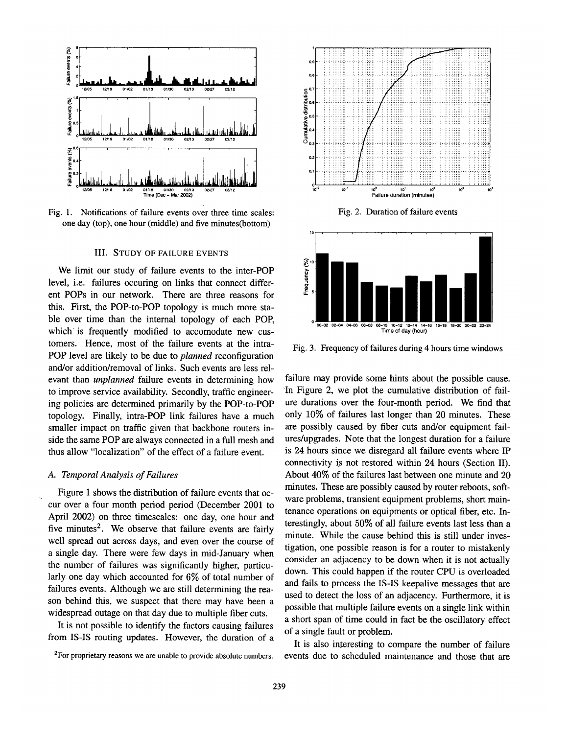Fig. 1. Notifications of failure events over three time scales: one day (top), one hour (middle) and five minutes(bottom)

Fig. 2. Duration of failure events

Fig. 3. Frequency of failures during 4 hours time windows

### III. Study of Failure Events

We limit our study of failure events to the inter-POP level, i.e. failures occuring on links that connect different POPs in our network. There are three reasons for this. First, the POP-to-POP topology is much more stable over time than the internal topology of each POP, which is frequently modified to accomodate new customers. Hence, most of the failure events at the intra-POP level are likely to be due to *planned* reconfiguration and/or addition/removal of links. Such events are less relevant than *unplanned* failure events in determining how to improve service availability. Secondly, traffic engineering policies are determined primarily by the POP-to-POP topology. Finally, intra-POP link failures have a much smaller impact on traffic given that backbone routers inside the same POP are always connected in a full mesh and thus allow "localization" of the effect of a failure event.

#### A. Temporal Analysis of Failures

Figure 1 shows the distribution of failure events that occur over a four month period period (December 2001 to April 2002) on three timescales: one day, one hour and five minutes[2]. We observe that failure events are fairly well spread out across days, and even over the course of a single day. There were few days in mid-January when the number of failures was significantly higher, particularly one day which accounted for 6% of total number of failures events. Although we are still determining the reason behind this, we suspect that there may have been a widespread outage on that day due to multiple fiber cuts.

It is not possible to identify the factors causing failures from IS-IS routing updates. However, the duration of a failure may provide some hints about the possible cause. In Figure 2, we plot the cumulative distribution of failure durations over the four-month period. We find that only 10% of failures last longer than 20 minutes. These are possibly caused by fiber cuts and/or equipment failures/upgrades. Note that the longest duration for a failure is 24 hours since we disregard all failure events where IP connectivity is not restored within 24 hours (Section II). About 40% of the failures last between one minute and 20 minutes. These are possibly caused by router reboots, software problems, transient equipment problems, short maintenance operations on equipments or optical fiber, etc. Interestingly, about 50% of all failure events last less than a minute. While the cause behind this is still under investigation, one possible reason is for a router to mistakenly consider an adjacency to be down when it is not actually down. This could happen if the router CPU is overloaded and fails to process the IS-IS keepalive messages that are used to detect the loss of an adjacency. Furthermore, it is possible that multiple failure events on a single link within a short span of time could in fact be the oscillatory effect of a single fault or problem.

It is also interesting to compare the number of failure events due to scheduled maintenance and those that are

[2] For proprietary reasons we are unable to provide absolute numbers.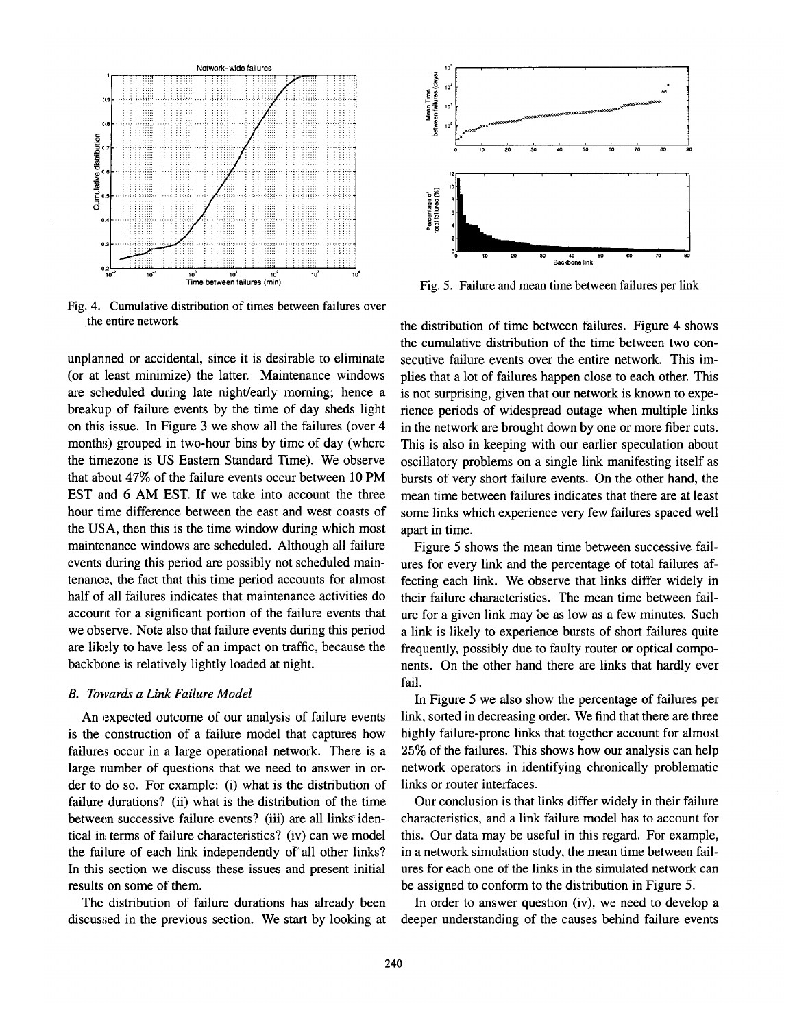Fig. 4. Cumulative distribution of times between failures over the entire network

Fig. 5. Failure and mean time between failures per link

unplanned or accidental, since it is desirable to eliminate (or at least minimize) the latter. Maintenance windows are scheduled during late night/early morning; hence a breakup of failure events by the time of day sheds light on this issue. In Figure 3 we show all the failures (over 4 months) grouped in two-hour bins by time of day (where the timezone is US Eastern Standard Time). We observe that about 47% of the failure events occur between 10 PM EST and 6 AM EST. If we take into account the three hour time difference between the east and west coasts of the USA, then this is the time window during which most maintenance windows are scheduled. Although all failure events during this period are possibly not scheduled maintenance, the fact that this time period accounts for almost half of all failures indicates that maintenance activities do account for a significant portion of the failure events that we observe. Note also that failure events during this period are likely to have less of an impact on traffic, because the backbone is relatively lightly loaded at night.

### B. Towards a Link Failure Model

An expected outcome of our analysis of failure events is the construction of a failure model that captures how failures occur in a large operational network. There is a large number of questions that we need to answer in order to do so. For example: (i) what is the distribution of failure durations? (ii) what is the distribution of the time between successive failure events? (iii) are all links identical in terms of failure characteristics? (iv) can we model the failure of each link independently of all other links? In this section we discuss these issues and present initial results on some of them.

The distribution of failure durations has already been discussed in the previous section. We start by looking at the distribution of time between failures. Figure 4 shows the cumulative distribution of the time between two consecutive failure events over the entire network. This implies that a lot of failures happen close to each other. This is not surprising, given that our network is known to experience periods of widespread outage when multiple links in the network are brought down by one or more fiber cuts. This is also in keeping with our earlier speculation about oscillatory problems on a single link manifesting itself as bursts of very short failure events. On the other hand, the mean time between failures indicates that there are at least some links which experience very few failures spaced well apart in time.

Figure 5 shows the mean time between successive failures for every link and the percentage of total failures affecting each link. We observe that links differ widely in their failure characteristics. The mean time between failure for a given link may be as low as a few minutes. Such a link is likely to experience bursts of short failures quite frequently, possibly due to faulty router or optical components. On the other hand there are links that hardly ever fail.

In Figure 5 we also show the percentage of failures per link, sorted in decreasing order. We find that there are three highly failure-prone links that together account for almost 25% of the failures. This shows how our analysis can help network operators in identifying chronically problematic links or router interfaces.

Our conclusion is that links differ widely in their failure characteristics, and a link failure model has to account for this. Our data may be useful in this regard. For example, in a network simulation study, the mean time between failures for each one of the links in the simulated network can be assigned to conform to the distribution in Figure 5.

In order to answer question (iv), we need to develop a deeper understanding of the causes behind failure events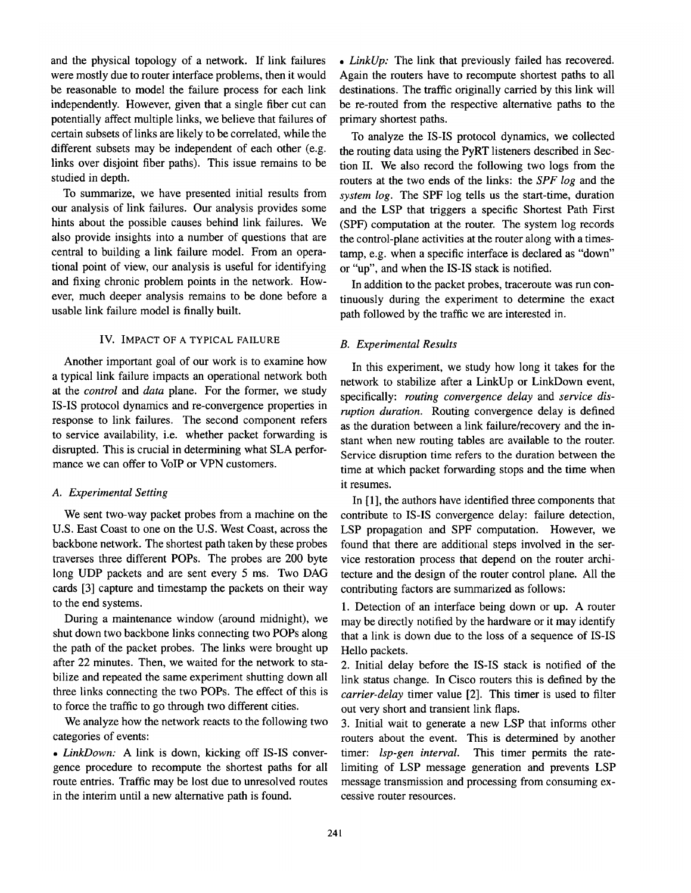and the physical topology of a network. If link failures were mostly due to router interface problems, then it would be reasonable to model the failure process for each link independently. However, given that a single fiber cut can potentially affect multiple links, we believe that failures of certain subsets of links are likely to be correlated, while the different subsets may be independent of each other (e.g. links over disjoint fiber paths). This issue remains to be studied in depth.

To summarize, we have presented initial results from our analysis of link failures. Our analysis provides some hints about the possible causes behind link failures. We also provide insights into a number of questions that are central to building a link failure model. From an operational point of view, our analysis is useful for identifying and fixing chronic problem points in the network. However, much deeper analysis remains to be done before a usable link failure model is finally built.

## IV. Impact of a Typical Failure

Another important goal of our work is to examine how a typical link failure impacts an operational network both at the *control* and *data* plane. For the former, we study IS-IS protocol dynamics and re-convergence properties in response to link failures. The second component refers to service availability, i.e. whether packet forwarding is disrupted. This is crucial in determining what SLA performance we can offer to VoIP or VPN customers.

### A. Experimental Setting

We sent two-way packet probes from a machine on the U.S. East Coast to one on the U.S. West Coast, across the backbone network. The shortest path taken by these probes traverses three different POPs. The probes are 200 byte long UDP packets and are sent every 5 ms. Two DAG cards [3] capture and timestamp the packets on their way to the end systems.

During a maintenance window (around midnight), we shut down two backbone links connecting two POPs along the path of the packet probes. The links were brought up after 22 minutes. Then, we waited for the network to stabilize and repeated the same experiment shutting down all three links connecting the two POPs. The effect of this is to force the traffic to go through two different cities.

We analyze how the network reacts to the following two categories of events:

- *LinkDown:* A link is down, kicking off IS-IS convergence procedure to recompute the shortest paths for all route entries. Traffic may be lost due to unresolved routes in the interim until a new alternative path is found.
- *LinkUp:* The link that previously failed has recovered. Again the routers have to recompute shortest paths to all destinations. The traffic originally carried by this link will be re-routed from the respective alternative paths to the primary shortest paths.

To analyze the IS-IS protocol dynamics, we collected the routing data using the PyRT listeners described in Section II. We also record the following two logs from the routers at the two ends of the links: the *SPF log* and the *system log*. The SPF log tells us the start-time, duration and the LSP that triggers a specific Shortest Path First (SPF) computation at the router. The system log records the control-plane activities at the router along with a timestamp, e.g. when a specific interface is declared as "down" or "up", and when the IS-IS stack is notified.

In addition to the packet probes, traceroute was run continuously during the experiment to determine the exact path followed by the traffic we are interested in.

### B. Experimental Results

In this experiment, we study how long it takes for the network to stabilize after a LinkUp or LinkDown event, specifically: *routing convergence delay* and *service disruption duration*. Routing convergence delay is defined as the duration between a link failure/recovery and the instant when new routing tables are available to the router. Service disruption time refers to the duration between the time at which packet forwarding stops and the time when it resumes.

In [1], the authors have identified three components that contribute to IS-IS convergence delay: failure detection, LSP propagation and SPF computation. However, we found that there are additional steps involved in the service restoration process that depend on the router architecture and the design of the router control plane. All the contributing factors are summarized as follows:

1. Detection of an interface being down or up. A router may be directly notified by the hardware or it may identify that a link is down due to the loss of a sequence of IS-IS Hello packets.
2. Initial delay before the IS-IS stack is notified of the link status change. In Cisco routers this is defined by the *carrier-delay* timer value [2]. This timer is used to filter out very short and transient link flaps.
3. Initial wait to generate a new LSP that informs other routers about the event. This is determined by another timer: *lsp-gen interval*. This timer permits the rate-limiting of LSP message generation and prevents LSP message transmission and processing from consuming excessive router resources.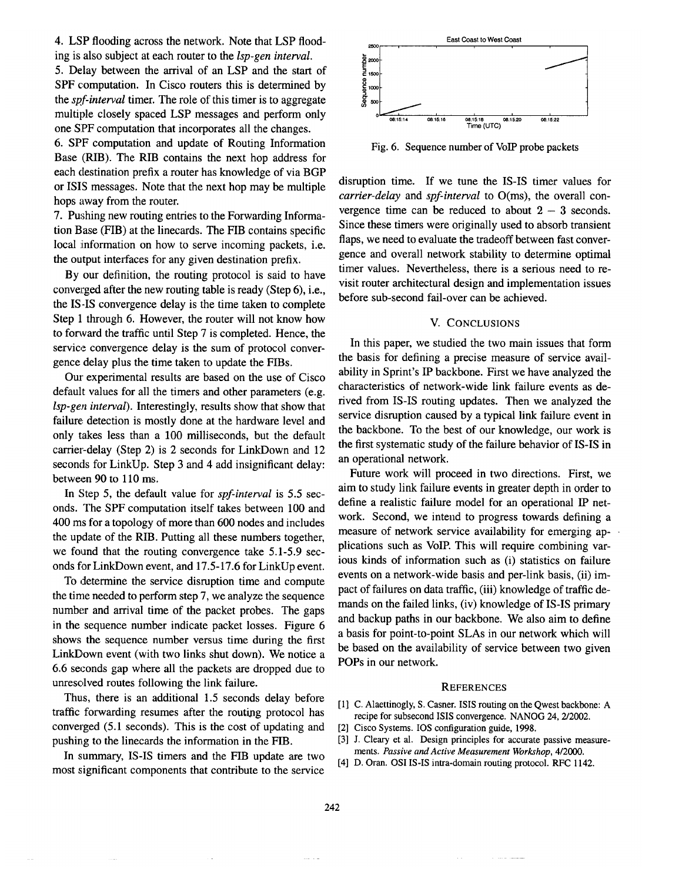4. LSP flooding across the network. Note that LSP flooding is also subject at each router to the *lsp-gen interval*.

5. Delay between the arrival of an LSP and the start of SPF computation. In Cisco routers this is determined by the *spf-interval* timer. The role of this timer is to aggregate multiple closely spaced LSP messages and perform only one SPF computation that incorporates all the changes.

6. SPF computation and update of Routing Information Base (RIB). The RIB contains the next hop address for each destination prefix a router has knowledge of via BGP or ISIS messages. Note that the next hop may be multiple hops away from the router.

7. Pushing new routing entries to the Forwarding Information Base (FIB) at the linecards. The FIB contains specific local information on how to serve incoming packets, i.e. the output interfaces for any given destination prefix.

By our definition, the routing protocol is said to have converged after the new routing table is ready (Step 6), i.e., the IS-IS convergence delay is the time taken to complete Step 1 through 6. However, the router will not know how to forward the traffic until Step 7 is completed. Hence, the service convergence delay is the sum of protocol convergence delay plus the time taken to update the FIBs.

Our experimental results are based on the use of Cisco default values for all the timers and other parameters (e.g. *lsp-gen interval*). Interestingly, results show that show that failure detection is mostly done at the hardware level and only takes less than a 100 milliseconds, but the default carrier-delay (Step 2) is 2 seconds for LinkDown and 12 seconds for LinkUp. Step 3 and 4 add insignificant delay: between 90 to 110 ms.

In Step 5, the default value for *spf-interval* is 5.5 seconds. The SPF computation itself takes between 100 and 400 ms for a topology of more than 600 nodes and includes the update of the RIB. Putting all these numbers together, we found that the routing convergence take 5.1-5.9 seconds for LinkDown event, and 17.5-17.6 for LinkUp event.

To determine the service disruption time and compute the time needed to perform step 7, we analyze the sequence number and arrival time of the packet probes. The gaps in the sequence number indicate packet losses. Figure 6 shows the sequence number versus time during the first LinkDown event (with two links shut down). We notice a 6.6 seconds gap where all the packets are dropped due to unresolved routes following the link failure.

Thus, there is an additional 1.5 seconds delay before traffic forwarding resumes after the routing protocol has converged (5.1 seconds). This is the cost of updating and pushing to the linecards the information in the FIB.

In summary, IS-IS timers and the FIB update are two most significant components that contribute to the service disruption time. If we tune the IS-IS timer values for *carrier-delay* and *spf-interval* to O(ms), the overall convergence time can be reduced to about $2-3$ seconds. Since these timers were originally used to absorb transient flaps, we need to evaluate the tradeoff between fast convergence and overall network stability to determine optimal timer values. Nevertheless, there is a serious need to revisit router architectural design and implementation issues before sub-second fail-over can be achieved.

East Coast to West Coast

Sequence number

2500
2000
1500
1000
500
0

08:15:14 08:15:16 08:15:18 08:15:20 08:15:22

Time (UTC)

Fig. 6. Sequence number of VoIP probe packets

## V. Conclusions

In this paper, we studied the two main issues that form the basis for defining a precise measure of service availability in Sprint's IP backbone. First we have analyzed the characteristics of network-wide link failure events as derived from IS-IS routing updates. Then we analyzed the service disruption caused by a typical link failure event in the backbone. To the best of our knowledge, our work is the first systematic study of the failure behavior of IS-IS in an operational network.

Future work will proceed in two directions. First, we aim to study link failure events in greater depth in order to define a realistic failure model for an operational IP network. Second, we intend to progress towards defining a measure of network service availability for emerging applications such as VoIP. This will require combining various kinds of information such as (i) statistics on failure events on a network-wide basis and per-link basis, (ii) impact of failures on data traffic, (iii) knowledge of traffic demands on the failed links, (iv) knowledge of IS-IS primary and backup paths in our backbone. We also aim to define a basis for point-to-point SLAs in our network which will be based on the availability of service between two given POPs in our network.

## References

[1] C. Alaettinogly, S. Casner. ISIS routing on the Qwest backbone: A recipe for subsecond ISIS convergence. NANOG 24, 2/2002.

[2] Cisco Systems. IOS configuration guide, 1998.

[3] J. Cleary et al. Design principles for accurate passive measurements. *Passive and Active Measurement Workshop*, 4/2000.

[4] D. Oran. OSI IS-IS intra-domain routing protocol. RFC 1142.